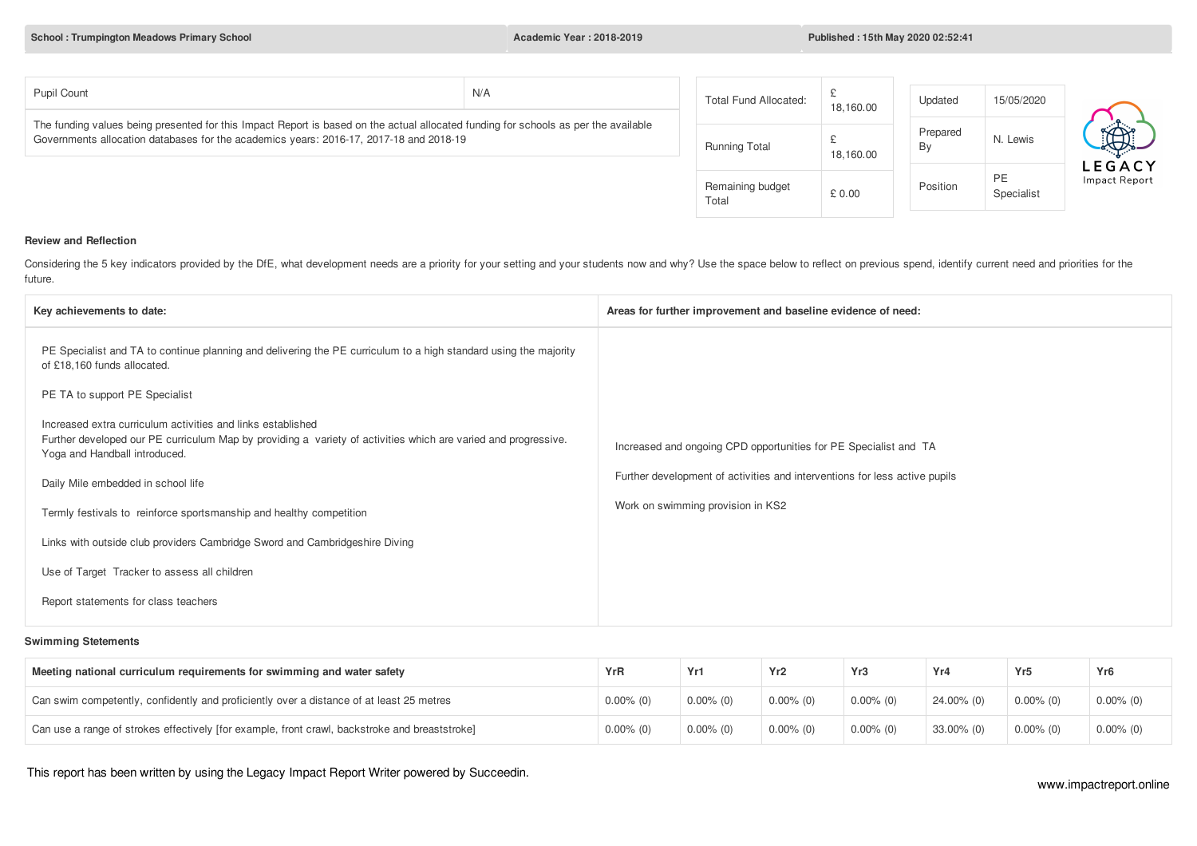| School : Trumpington Meadows Primary School | Academic Year : 2018-2019 | Published : 15th May 2020 02:52:41 |
|---|---|---|

| Pupil Count | N/A |
|---|---|
| The funding values being presented for this Impact Report is based on the actual allocated funding for schools as per the available Governments allocation databases for the academics years: 2016-17, 2017-18 and 2018-19 | |

| Total Fund Allocated: | £ 18,160.00 |
|---|---|
| Running Total | £ 18,160.00 |
| Remaining budget Total | £ 0.00 |

| Updated | 15/05/2020 |
|---|---|
| Prepared By | N. Lewis |
| Position | PE Specialist |

LEGACY
Impact Report

### Review and Reflection

Considering the 5 key indicators provided by the DfE, what development needs are a priority for your setting and your students now and why? Use the space below to reflect on previous spend, identify current need and priorities for the future.

| Key achievements to date: | Areas for further improvement and baseline evidence of need: |
|---|---|
| PE Specialist and TA to continue planning and delivering the PE curriculum to a high standard using the majority of £18,160 funds allocated.<br><br>PE TA to support PE Specialist<br><br>Increased extra curriculum activities and links established<br>Further developed our PE curriculum Map by providing a variety of activities which are varied and progressive. Yoga and Handball introduced.<br><br>Daily Mile embedded in school life<br><br>Termly festivals to reinforce sportsmanship and healthy competition<br><br>Links with outside club providers Cambridge Sword and Cambridgeshire Diving<br><br>Use of Target Tracker to assess all children<br><br>Report statements for class teachers | Increased and ongoing CPD opportunities for PE Specialist and TA<br><br>Further development of activities and interventions for less active pupils<br><br>Work on swimming provision in KS2 |

### Swimming Stetements

| Meeting national curriculum requirements for swimming and water safety | YrR | Yr1 | Yr2 | Yr3 | Yr4 | Yr5 | Yr6 |
|---|---|---|---|---|---|---|---|
| Can swim competently, confidently and proficiently over a distance of at least 25 metres | 0.00% (0) | 0.00% (0) | 0.00% (0) | 0.00% (0) | 24.00% (0) | 0.00% (0) | 0.00% (0) |
| Can use a range of strokes effectively [for example, front crawl, backstroke and breaststroke] | 0.00% (0) | 0.00% (0) | 0.00% (0) | 0.00% (0) | 33.00% (0) | 0.00% (0) | 0.00% (0) |

This report has been written by using the Legacy Impact Report Writer powered by Succeedin.

www.impactreport.online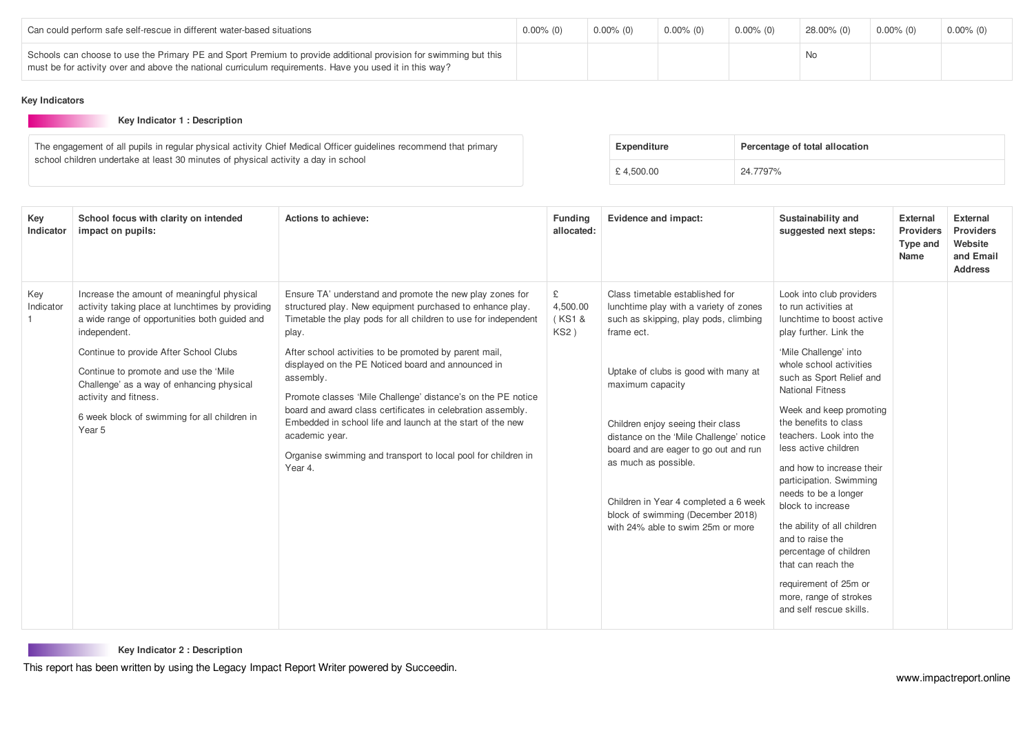| Can could perform safe self-rescue in different water-based situations | 0.00% (0) | 0.00% (0) | 0.00% (0) | 0.00% (0) | 28.00% (0) | 0.00% (0) | 0.00% (0) |
|---|---|---|---|---|---|---|---|
| Schools can choose to use the Primary PE and Sport Premium to provide additional provision for swimming but this must be for activity over and above the national curriculum requirements. Have you used it in this way? | | | | | No | | |

**Key Indicators**

**Key Indicator 1 : Description**

The engagement of all pupils in regular physical activity Chief Medical Officer guidelines recommend that primary school children undertake at least 30 minutes of physical activity a day in school

| Expenditure | Percentage of total allocation |
|---|---|
| £ 4,500.00 | 24.7797% |

| Key Indicator | School focus with clarity on intended impact on pupils: | Actions to achieve: | Funding allocated: | Evidence and impact: | Sustainability and suggested next steps: | External Providers Type and Name | External Providers Website and Email Address |
|---|---|---|---|---|---|---|---|
| Key Indicator 1 | Increase the amount of meaningful physical activity taking place at lunchtimes by providing a wide range of opportunities both guided and independent.<br><br>Continue to provide After School Clubs<br><br>Continue to promote and use the 'Mile Challenge' as a way of enhancing physical activity and fitness.<br><br>6 week block of swimming for all children in Year 5 | Ensure TA' understand and promote the new play zones for structured play. New equipment purchased to enhance play. Timetable the play pods for all children to use for independent play.<br><br>After school activities to be promoted by parent mail, displayed on the PE Noticed board and announced in assembly.<br><br>Promote classes 'Mile Challenge' distance's on the PE notice board and award class certificates in celebration assembly. Embedded in school life and launch at the start of the new academic year.<br><br>Organise swimming and transport to local pool for children in Year 4. | £ 4,500.00 ( KS1 & KS2 ) | Class timetable established for lunchtime play with a variety of zones such as skipping, play pods, climbing frame ect.<br><br>Uptake of clubs is good with many at maximum capacity<br><br>Children enjoy seeing their class distance on the 'Mile Challenge' notice board and are eager to go out and run as much as possible.<br><br>Children in Year 4 completed a 6 week block of swimming (December 2018) with 24% able to swim 25m or more | Look into club providers to run activities at lunchtime to boost active play further. Link the<br><br>'Mile Challenge' into whole school activities such as Sport Relief and National Fitness<br><br>Week and keep promoting the benefits to class teachers. Look into the less active children<br><br>and how to increase their participation. Swimming needs to be a longer block to increase<br><br>the ability of all children and to raise the percentage of children that can reach the<br><br>requirement of 25m or more, range of strokes and self rescue skills. | | |

**Key Indicator 2 : Description**

This report has been written by using the Legacy Impact Report Writer powered by Succeedin.

www.impactreport.online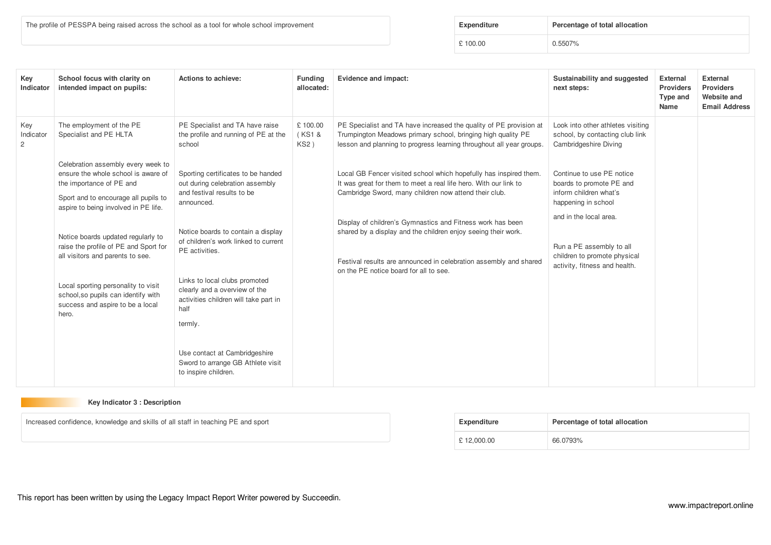| The profile of PESSPA being raised across the school as a tool for whole school improvement |
| --- |

| Expenditure | Percentage of total allocation |
| --- | --- |
| £ 100.00 | 0.5507% |

| Key Indicator | School focus with clarity on intended impact on pupils: | Actions to achieve: | Funding allocated: | Evidence and impact: | Sustainability and suggested next steps: | External Providers Type and Name | External Providers Website and Email Address |
| --- | --- | --- | --- | --- | --- | --- | --- |
| Key Indicator 2 | The employment of the PE Specialist and PE HLTA<br><br>Celebration assembly every week to ensure the whole school is aware of the importance of PE and<br><br>Sport and to encourage all pupils to aspire to being involved in PE life.<br><br>Notice boards updated regularly to raise the profile of PE and Sport for all visitors and parents to see.<br><br>Local sporting personality to visit school,so pupils can identify with success and aspire to be a local hero. | PE Specialist and TA have raise the profile and running of PE at the school<br><br>Sporting certificates to be handed out during celebration assembly and festival results to be announced.<br><br>Notice boards to contain a display of children's work linked to current PE activities.<br><br>Links to local clubs promoted clearly and a overview of the activities children will take part in half<br><br>termly.<br><br>Use contact at Cambridgeshire Sword to arrange GB Athlete visit to inspire children. | £ 100.00 ( KS1 & KS2 ) | PE Specialist and TA have increased the quality of PE provision at Trumpington Meadows primary school, bringing high quality PE lesson and planning to progress learning throughout all year groups.<br><br>Local GB Fencer visited school which hopefully has inspired them. It was great for them to meet a real life hero. With our link to Cambridge Sword, many children now attend their club.<br><br>Display of children's Gymnastics and Fitness work has been shared by a display and the children enjoy seeing their work.<br><br>Festival results are announced in celebration assembly and shared on the PE notice board for all to see. | Look into other athletes visiting school, by contacting club link Cambridgeshire Diving<br><br>Continue to use PE notice boards to promote PE and inform children what's happening in school<br><br>and in the local area.<br><br>Run a PE assembly to all children to promote physical activity, fitness and health. | | |

**Key Indicator 3 : Description**

| Increased confidence, knowledge and skills of all staff in teaching PE and sport |
| --- |

| Expenditure | Percentage of total allocation |
| --- | --- |
| £ 12,000.00 | 66.0793% |

This report has been written by using the Legacy Impact Report Writer powered by Succeedin.

www.impactreport.online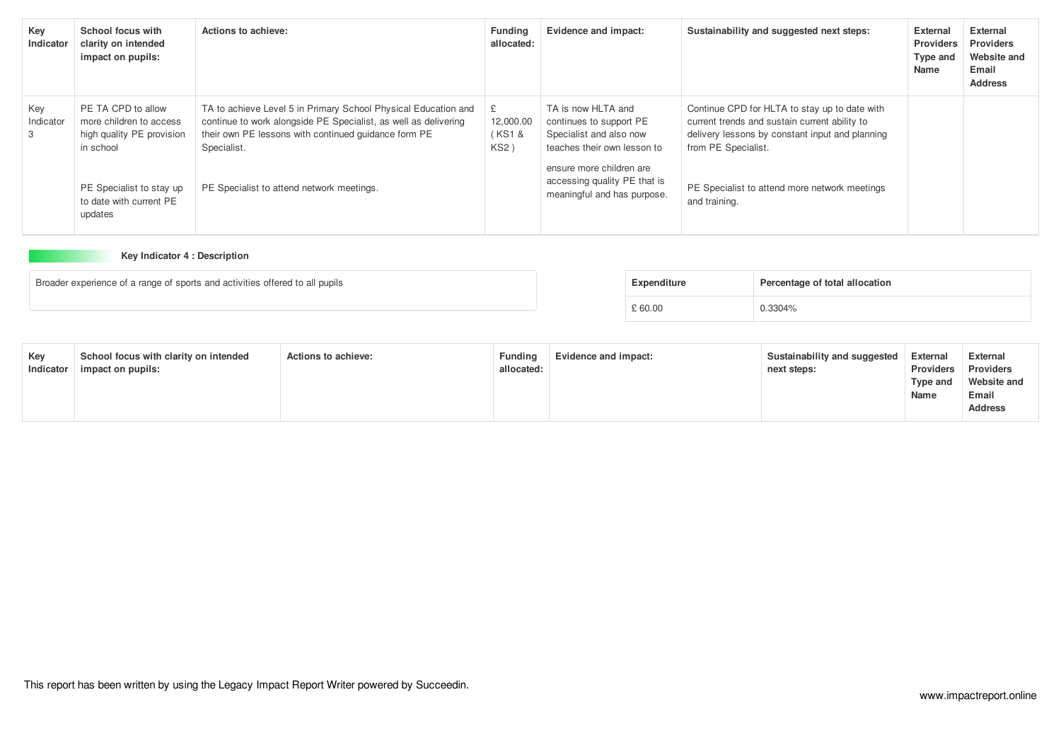| Key Indicator | School focus with clarity on intended impact on pupils: | Actions to achieve: | Funding allocated: | Evidence and impact: | Sustainability and suggested next steps: | External Providers Type and Name | External Providers Website and Email Address |
|---|---|---|---|---|---|---|---|
| Key Indicator 3 | PE TA CPD to allow more children to access high quality PE provision in school<br><br>PE Specialist to stay up to date with current PE updates | TA to achieve Level 5 in Primary School Physical Education and continue to work alongside PE Specialist, as well as delivering their own PE lessons with continued guidance form PE Specialist.<br><br>PE Specialist to attend network meetings. | £ 12,000.00 ( KS1 & KS2 ) | TA is now HLTA and continues to support PE Specialist and also now teaches their own lesson to ensure more children are accessing quality PE that is meaningful and has purpose. | Continue CPD for HLTA to stay up to date with current trends and sustain current ability to delivery lessons by constant input and planning from PE Specialist.<br><br>PE Specialist to attend more network meetings and training. | | |

**Key Indicator 4 : Description**

Broader experience of a range of sports and activities offered to all pupils

| Expenditure | Percentage of total allocation |
|---|---|
| £ 60.00 | 0.3304% |

| Key Indicator | School focus with clarity on intended impact on pupils: | Actions to achieve: | Funding allocated: | Evidence and impact: | Sustainability and suggested next steps: | External Providers Type and Name | External Providers Website and Email Address |
|---|---|---|---|---|---|---|---|

This report has been written by using the Legacy Impact Report Writer powered by Succeedin.

www.impactreport.online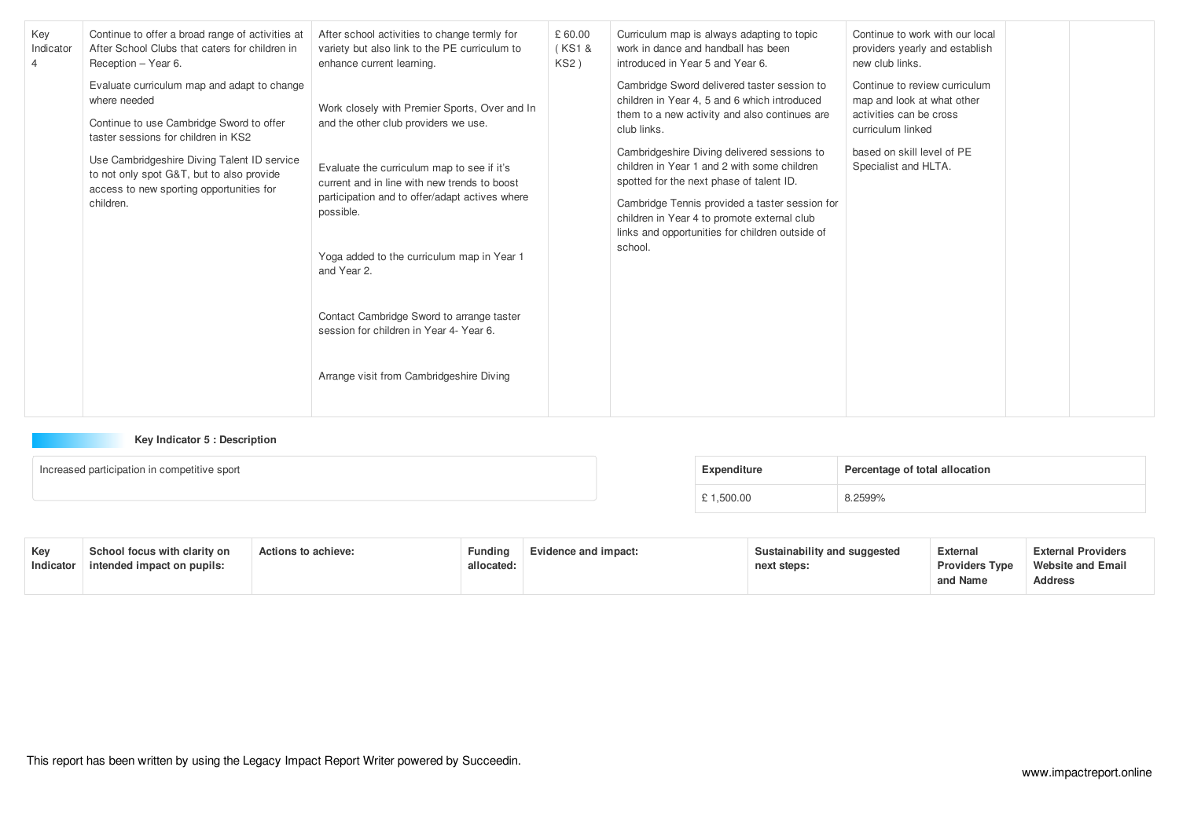| Key Indicator 4 | Continue to offer a broad range of activities at After School Clubs that caters for children in Reception – Year 6.<br><br>Evaluate curriculum map and adapt to change where needed<br><br>Continue to use Cambridge Sword to offer taster sessions for children in KS2<br><br>Use Cambridgeshire Diving Talent ID service to not only spot G&T, but to also provide access to new sporting opportunities for children. | After school activities to change termly for variety but also link to the PE curriculum to enhance current learning.<br><br>Work closely with Premier Sports, Over and In and the other club providers we use.<br><br>Evaluate the curriculum map to see if it's current and in line with new trends to boost participation and to offer/adapt actives where possible.<br><br>Yoga added to the curriculum map in Year 1 and Year 2.<br><br>Contact Cambridge Sword to arrange taster session for children in Year 4- Year 6.<br><br>Arrange visit from Cambridgeshire Diving | £ 60.00 ( KS1 & KS2 ) | Curriculum map is always adapting to topic work in dance and handball has been introduced in Year 5 and Year 6.<br><br>Cambridge Sword delivered taster session to children in Year 4, 5 and 6 which introduced them to a new activity and also continues are club links.<br><br>Cambridgeshire Diving delivered sessions to children in Year 1 and 2 with some children spotted for the next phase of talent ID.<br><br>Cambridge Tennis provided a taster session for children in Year 4 to promote external club links and opportunities for children outside of school. | Continue to work with our local providers yearly and establish new club links.<br><br>Continue to review curriculum map and look at what other activities can be cross curriculum linked<br><br>based on skill level of PE Specialist and HLTA. | | |
|---|---|---|---|---|---|---|---|

**Key Indicator 5 : Description**

Increased participation in competitive sport

| Expenditure | Percentage of total allocation |
|---|---|
| £ 1,500.00 | 8.2599% |

| Key Indicator | School focus with clarity on intended impact on pupils: | Actions to achieve: | Funding allocated: | Evidence and impact: | Sustainability and suggested next steps: | External Providers Type and Name | External Providers Website and Email Address |
|---|---|---|---|---|---|---|---|

This report has been written by using the Legacy Impact Report Writer powered by Succeedin.

www.impactreport.online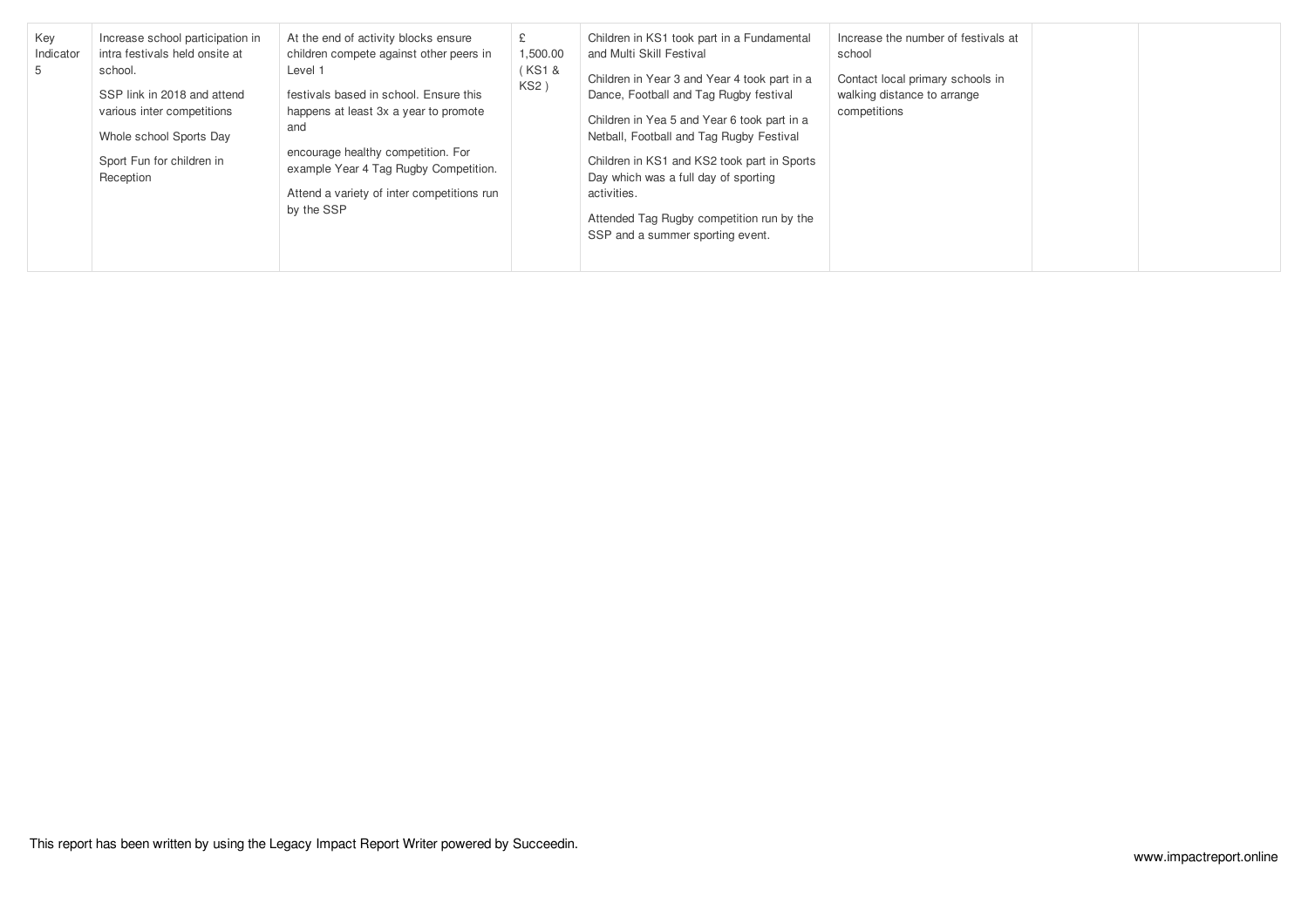| | | | | | | | |
|---|---|---|---|---|---|---|---|
| Key Indicator 5 | Increase school participation in intra festivals held onsite at school.<br><br>SSP link in 2018 and attend various inter competitions<br><br>Whole school Sports Day<br><br>Sport Fun for children in Reception | At the end of activity blocks ensure children compete against other peers in Level 1<br><br>festivals based in school. Ensure this happens at least 3x a year to promote and<br><br>encourage healthy competition. For example Year 4 Tag Rugby Competition.<br><br>Attend a variety of inter competitions run by the SSP | £ 1,500.00 ( KS1 & KS2 ) | Children in KS1 took part in a Fundamental and Multi Skill Festival<br><br>Children in Year 3 and Year 4 took part in a Dance, Football and Tag Rugby festival<br><br>Children in Yea 5 and Year 6 took part in a Netball, Football and Tag Rugby Festival<br><br>Children in KS1 and KS2 took part in Sports Day which was a full day of sporting activities.<br><br>Attended Tag Rugby competition run by the SSP and a summer sporting event. | Increase the number of festivals at school<br><br>Contact local primary schools in walking distance to arrange competitions | | |

This report has been written by using the Legacy Impact Report Writer powered by Succeedin.

www.impactreport.online